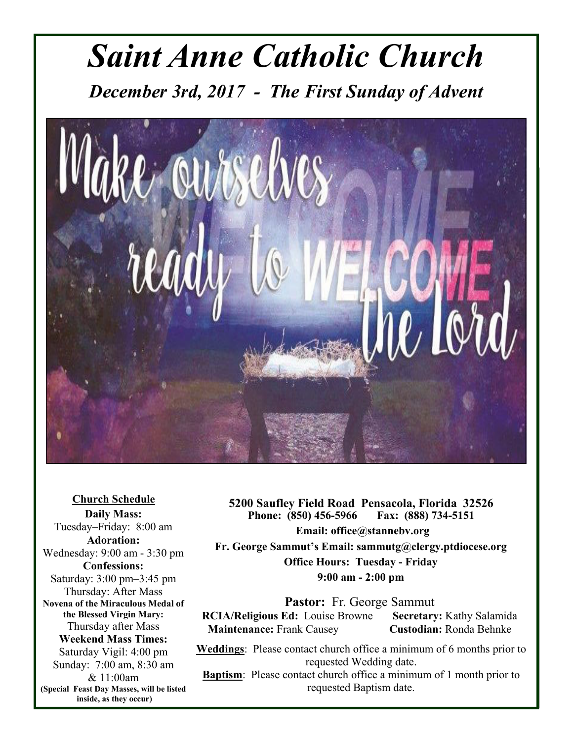# *Saint Anne Catholic Church*

## *December 3rd, 2017 - The First Sunday of Advent*

**Church Schedule**

**Daily Mass:**
Tuesday–Friday: 8:00 am

**Adoration:**
Wednesday: 9:00 am - 3:30 pm

**Confessions:**
Saturday: 3:00 pm–3:45 pm
Thursday: After Mass

**Novena of the Miraculous Medal of the Blessed Virgin Mary:**
Thursday after Mass

**Weekend Mass Times:**
Saturday Vigil: 4:00 pm
Sunday: 7:00 am, 8:30 am & 11:00am

**(Special Feast Day Masses, will be listed inside, as they occur)**

**5200 Saufley Field Road Pensacola, Florida 32526**
**Phone: (850) 456-5966 Fax: (888) 734-5151**
**Email: office@stannebv.org**
**Fr. George Sammut's Email: sammutg@clergy.ptdiocese.org**
**Office Hours: Tuesday - Friday**
**9:00 am - 2:00 pm**

**Pastor:** Fr. George Sammut
**RCIA/Religious Ed:** Louise Browne **Secretary:** Kathy Salamida
**Maintenance:** Frank Causey **Custodian:** Ronda Behnke

**Weddings**: Please contact church office a minimum of 6 months prior to requested Wedding date.

**Baptism**: Please contact church office a minimum of 1 month prior to requested Baptism date.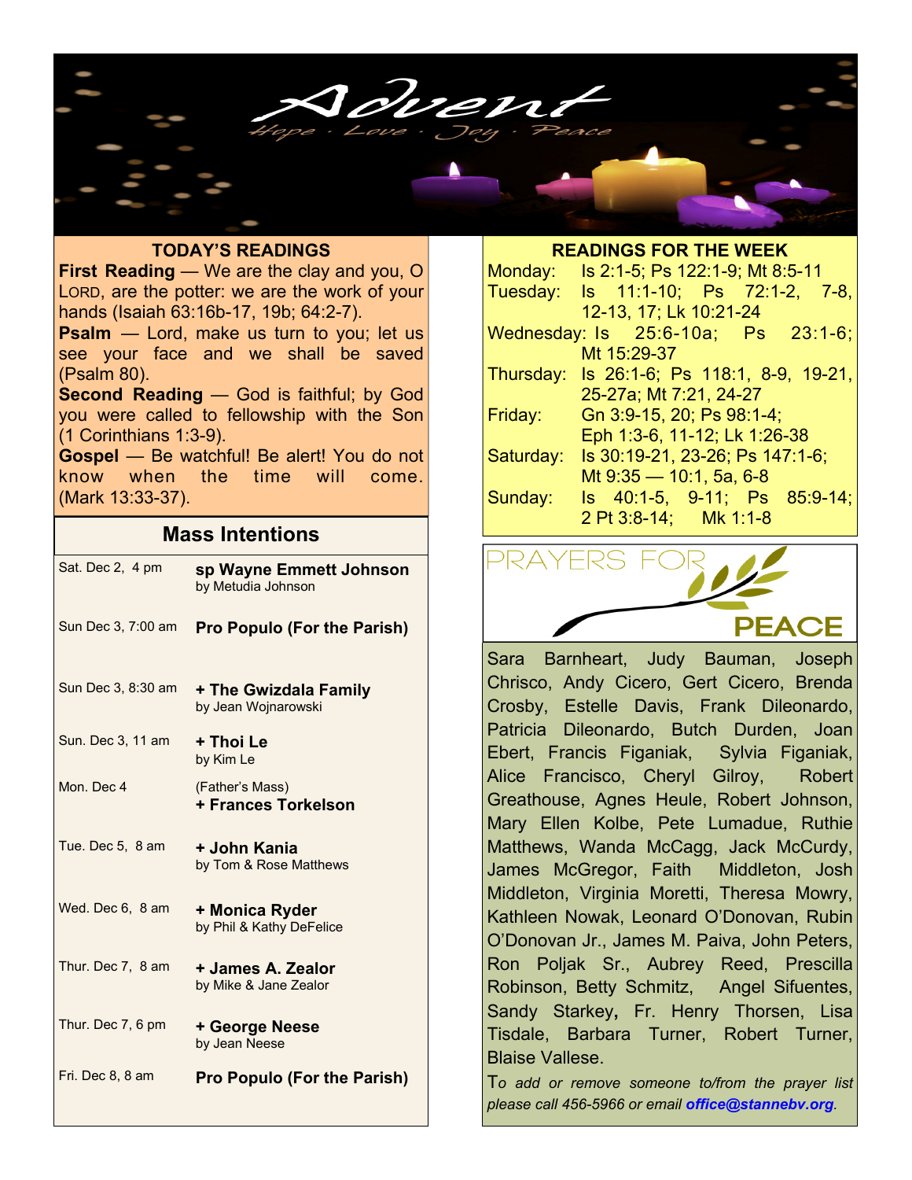# Advent

*Hope · Love · Joy · Peace*

## TODAY'S READINGS

**First Reading** — We are the clay and you, O LORD, are the potter: we are the work of your hands (Isaiah 63:16b-17, 19b; 64:2-7).

**Psalm** — Lord, make us turn to you; let us see your face and we shall be saved (Psalm 80).

**Second Reading** — God is faithful; by God you were called to fellowship with the Son (1 Corinthians 1:3-9).

**Gospel** — Be watchful! Be alert! You do not know when the time will come. (Mark 13:33-37).

## Mass Intentions

| | |
|---|---|
| Sat. Dec 2, 4 pm | **sp Wayne Emmett Johnson** by Metudia Johnson |
| Sun Dec 3, 7:00 am | **Pro Populo (For the Parish)** |
| Sun Dec 3, 8:30 am | **+ The Gwizdala Family** by Jean Wojnarowski |
| Sun. Dec 3, 11 am | **+ Thoi Le** by Kim Le |
| Mon. Dec 4 | (Father's Mass) **+ Frances Torkelson** |
| Tue. Dec 5, 8 am | **+ John Kania** by Tom & Rose Matthews |
| Wed. Dec 6, 8 am | **+ Monica Ryder** by Phil & Kathy DeFelice |
| Thur. Dec 7, 8 am | **+ James A. Zealor** by Mike & Jane Zealor |
| Thur. Dec 7, 6 pm | **+ George Neese** by Jean Neese |
| Fri. Dec 8, 8 am | **Pro Populo (For the Parish)** |

## READINGS FOR THE WEEK

| | |
|---|---|
| Monday: | Is 2:1-5; Ps 122:1-9; Mt 8:5-11 |
| Tuesday: | Is 11:1-10; Ps 72:1-2, 7-8, 12-13, 17; Lk 10:21-24 |
| Wednesday: | Is 25:6-10a; Ps 23:1-6; Mt 15:29-37 |
| Thursday: | Is 26:1-6; Ps 118:1, 8-9, 19-21, 25-27a; Mt 7:21, 24-27 |
| Friday: | Gn 3:9-15, 20; Ps 98:1-4; Eph 1:3-6, 11-12; Lk 1:26-38 |
| Saturday: | Is 30:19-21, 23-26; Ps 147:1-6; Mt 9:35 — 10:1, 5a, 6-8 |
| Sunday: | Is 40:1-5, 9-11; Ps 85:9-14; 2 Pt 3:8-14; Mk 1:1-8 |

## PRAYERS FOR PEACE

Sara Barnheart, Judy Bauman, Joseph Chrisco, Andy Cicero, Gert Cicero, Brenda Crosby, Estelle Davis, Frank Dileonardo, Patricia Dileonardo, Butch Durden, Joan Ebert, Francis Figaniak, Sylvia Figaniak, Alice Francisco, Cheryl Gilroy, Robert Greathouse, Agnes Heule, Robert Johnson, Mary Ellen Kolbe, Pete Lumadue, Ruthie Matthews, Wanda McCagg, Jack McCurdy, James McGregor, Faith Middleton, Josh Middleton, Virginia Moretti, Theresa Mowry, Kathleen Nowak, Leonard O'Donovan, Rubin O'Donovan Jr., James M. Paiva, John Peters, Ron Poljak Sr., Aubrey Reed, Prescilla Robinson, Betty Schmitz, Angel Sifuentes, Sandy Starkey, Fr. Henry Thorsen, Lisa Tisdale, Barbara Turner, Robert Turner, Blaise Vallese.

*To add or remove someone to/from the prayer list please call 456-5966 or email* ***office@stannebv.org****.*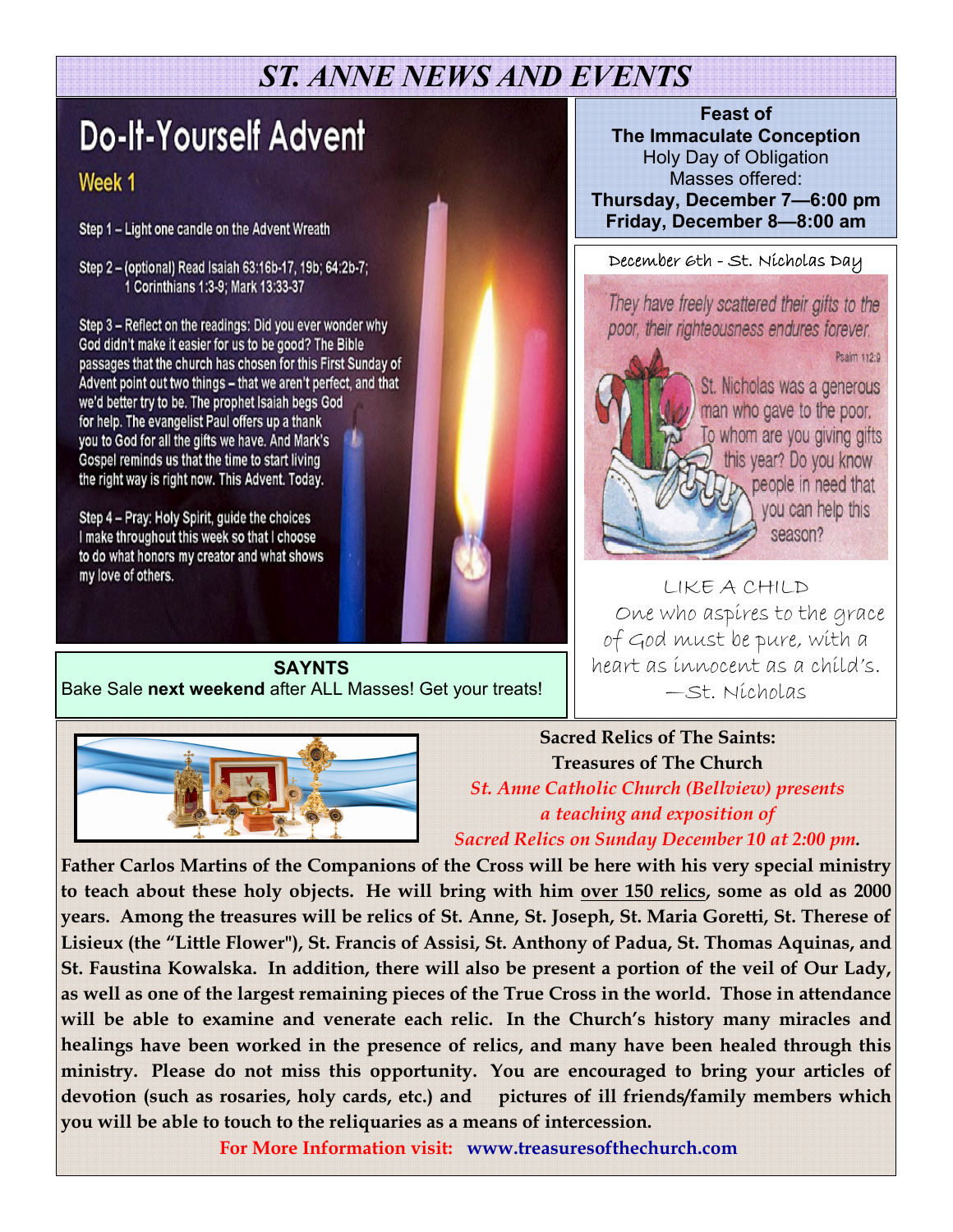# ST. ANNE NEWS AND EVENTS

## Do-It-Yourself Advent

### Week 1

Step 1 – Light one candle on the Advent Wreath

Step 2 – (optional) Read Isaiah 63:16b-17, 19b; 64:2b-7; 1 Corinthians 1:3-9; Mark 13:33-37

Step 3 – Reflect on the readings: Did you ever wonder why God didn't make it easier for us to be good? The Bible passages that the church has chosen for this First Sunday of Advent point out two things – that we aren't perfect, and that we'd better try to be. The prophet Isaiah begs God for help. The evangelist Paul offers up a thank you to God for all the gifts we have. And Mark's Gospel reminds us that the time to start living the right way is right now. This Advent. Today.

Step 4 – Pray: Holy Spirit, guide the choices I make throughout this week so that I choose to do what honors my creator and what shows my love of others.

**SAYNTS**

Bake Sale **next weekend** after ALL Masses! Get your treats!

**Feast of The Immaculate Conception**

Holy Day of Obligation

Masses offered:

**Thursday, December 7—6:00 pm**

**Friday, December 8—8:00 am**

December 6th - St. Nicholas Day

They have freely scattered their gifts to the poor, their righteousness endures forever.

Psalm 112:9

St. Nicholas was a generous man who gave to the poor. To whom are you giving gifts this year? Do you know people in need that you can help this season?

LIKE A CHILD

One who aspires to the grace of God must be pure, with a heart as innocent as a child's.

—St. Nicholas

**Sacred Relics of The Saints: Treasures of The Church**

*St. Anne Catholic Church (Bellview) presents a teaching and exposition of Sacred Relics on Sunday December 10 at 2:00 pm.*

**Father Carlos Martins of the Companions of the Cross will be here with his very special ministry to teach about these holy objects. He will bring with him over 150 relics, some as old as 2000 years. Among the treasures will be relics of St. Anne, St. Joseph, St. Maria Goretti, St. Therese of Lisieux (the "Little Flower"), St. Francis of Assisi, St. Anthony of Padua, St. Thomas Aquinas, and St. Faustina Kowalska. In addition, there will also be present a portion of the veil of Our Lady, as well as one of the largest remaining pieces of the True Cross in the world. Those in attendance will be able to examine and venerate each relic. In the Church's history many miracles and healings have been worked in the presence of relics, and many have been healed through this ministry. Please do not miss this opportunity. You are encouraged to bring your articles of devotion (such as rosaries, holy cards, etc.) and pictures of ill friends/family members which you will be able to touch to the reliquaries as a means of intercession.**

**For More Information visit: www.treasuresofthechurch.com**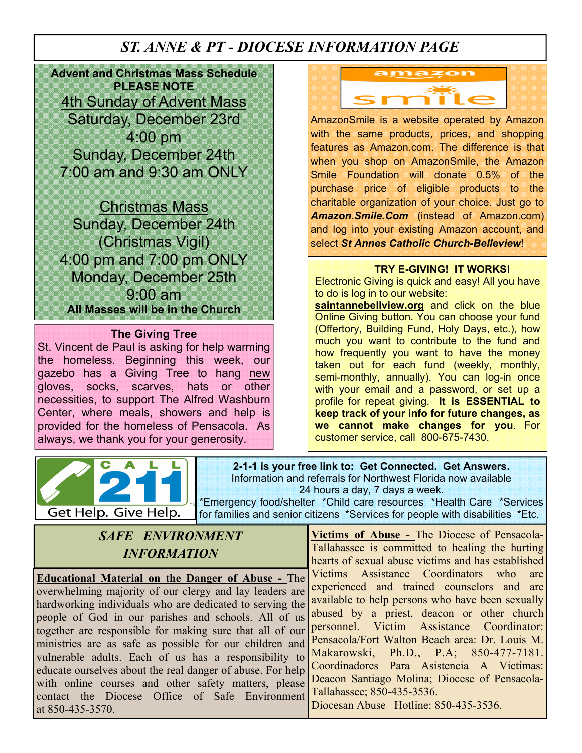# ST. ANNE & PT - DIOCESE INFORMATION PAGE

**Advent and Christmas Mass Schedule**
**PLEASE NOTE**

4th Sunday of Advent Mass
Saturday, December 23rd
4:00 pm
Sunday, December 24th
7:00 am and 9:30 am ONLY

Christmas Mass
Sunday, December 24th
(Christmas Vigil)
4:00 pm and 7:00 pm ONLY
Monday, December 25th
9:00 am

**All Masses will be in the Church**

**The Giving Tree**

St. Vincent de Paul is asking for help warming the homeless. Beginning this week, our gazebo has a Giving Tree to hang new gloves, socks, scarves, hats or other necessities, to support The Alfred Washburn Center, where meals, showers and help is provided for the homeless of Pensacola. As always, we thank you for your generosity.

amazon smile

AmazonSmile is a website operated by Amazon with the same products, prices, and shopping features as Amazon.com. The difference is that when you shop on AmazonSmile, the Amazon Smile Foundation will donate 0.5% of the purchase price of eligible products to the charitable organization of your choice. Just go to ***Amazon.Smile.Com*** (instead of Amazon.com) and log into your existing Amazon account, and select ***St Annes Catholic Church-Belleview***!

**TRY E-GIVING! IT WORKS!**

Electronic Giving is quick and easy! All you have to do is log in to our website: **saintannebellview.org** and click on the blue Online Giving button. You can choose your fund (Offertory, Building Fund, Holy Days, etc.), how much you want to contribute to the fund and how frequently you want to have the money taken out for each fund (weekly, monthly, semi-monthly, annually). You can log-in once with your email and a password, or set up a profile for repeat giving. **It is ESSENTIAL to keep track of your info for future changes, as we cannot make changes for you**. For customer service, call 800-675-7430.

CALL 211 — Get Help. Give Help.

**2-1-1 is your free link to: Get Connected. Get Answers.**
Information and referrals for Northwest Florida now available 24 hours a day, 7 days a week.
*Emergency food/shelter *Child care resources *Health Care *Services for families and senior citizens *Services for people with disabilities *Etc.

## *SAFE ENVIRONMENT INFORMATION*

**Educational Material on the Danger of Abuse -** The overwhelming majority of our clergy and lay leaders are hardworking individuals who are dedicated to serving the people of God in our parishes and schools. All of us together are responsible for making sure that all of our ministries are as safe as possible for our children and vulnerable adults. Each of us has a responsibility to educate ourselves about the real danger of abuse. For help with online courses and other safety matters, please contact the Diocese Office of Safe Environment at 850-435-3570.

**Victims of Abuse -** The Diocese of Pensacola-Tallahassee is committed to healing the hurting hearts of sexual abuse victims and has established Victims Assistance Coordinators who are experienced and trained counselors and are available to help persons who have been sexually abused by a priest, deacon or other church personnel. Victim Assistance Coordinator: Pensacola/Fort Walton Beach area: Dr. Louis M. Makarowski, Ph.D., P.A; 850-477-7181. Coordinadores Para Asistencia A Victimas: Deacon Santiago Molina; Diocese of Pensacola-Tallahassee; 850-435-3536.
Diocesan Abuse Hotline: 850-435-3536.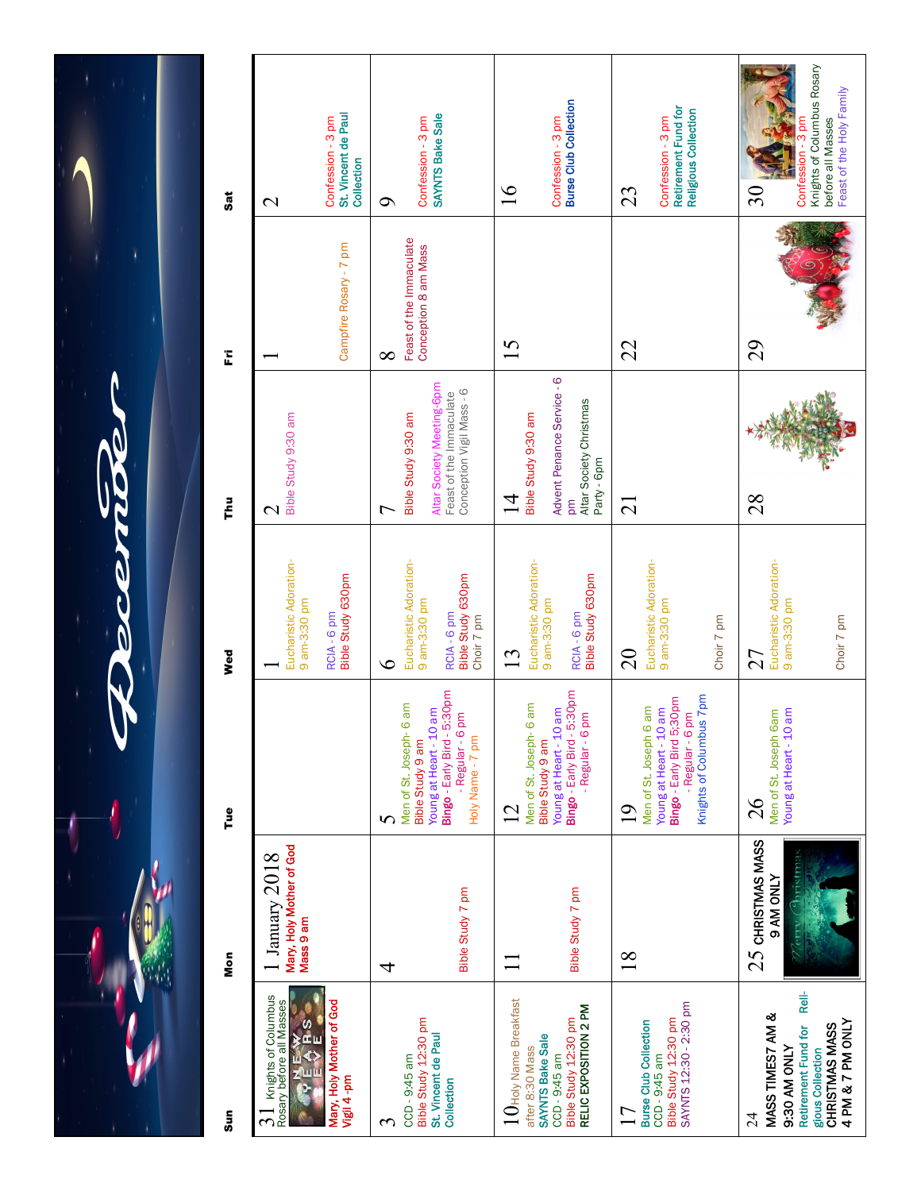# December

| Sun | Mon | Tue | Wed | Thu | Fri | Sat |
| --- | --- | --- | --- | --- | --- | --- |
| 31 Knights of Columbus Rosary before all Masses<br>NEW YEARS EVE<br>Mary, Holy Mother of God Vigil 4 pm | 1 January 2018<br>Mary, Holy Mother of God Mass 9 am | | 1<br>Eucharistic Adoration- 9 am-3:30 pm<br>RCIA - 6 pm<br>Bible Study 630pm | 2<br>Bible Study 9:30 am | 1<br>Campfire Rosary - 7 pm | 2<br>Confession - 3 pm<br>St. Vincent de Paul Collection |
| 3<br>CCD - 9:45 am<br>Bible Study 12:30 pm<br>St. Vincent de Paul Collection | 4<br>Bible Study 7 pm | 5<br>Men of St. Joseph- 6 am<br>Bible Study 9 am<br>Young at Heart - 10 am<br>Bingo - Early Bird - 5:30pm - Regular - 6 pm<br>Holy Name - 7 pm | 6<br>Eucharistic Adoration- 9 am-3:30 pm<br>RCIA - 6 pm<br>Bible Study 630pm<br>Choir 7 pm | 7<br>Bible Study 9:30 am<br>Altar Society Meeting-6pm<br>Feast of the Immaculate Conception Vigil Mass - 6 | 8<br>Feast of the Immaculate Conception 8 am Mass | 9<br>Confession - 3 pm<br>SAYNTS Bake Sale |
| 10 Holy Name Breakfast after 8:30 Mass<br>SAYNTS Bake Sale<br>CCD - 9:45 am<br>Bible Study 12:30 pm<br>RELIC EXPOSITION 2 PM | 11<br>Bible Study 7 pm | 12<br>Men of St. Joseph- 6 am<br>Bible Study 9 am<br>Young at Heart - 10 am<br>Bingo - Early Bird - 5:30pm - Regular - 6 pm | 13<br>Eucharistic Adoration- 9 am-3:30 pm<br>RCIA - 6 pm<br>Bible Study 630pm | 14<br>Bible Study 9:30 am<br>Advent Penance Service - 6 pm<br>Altar Society Christmas Party - 6pm | 15 | 16<br>Confession - 3 pm<br>Burse Club Collection |
| 17<br>Burse Club Collection<br>CCD - 9:45 am<br>Bible Study 12:30 pm<br>SAYNTS 12:30 - 2:30 pm | 18 | 19<br>Men of St. Joseph 6 am<br>Young at Heart - 10 am<br>Bingo - Early Bird 5:30pm - Regular - 6 pm<br>Knights of Columbus 7pm | 20<br>Eucharistic Adoration- 9 am-3:30 pm<br>Choir 7 pm | 21 | 22 | 23<br>Confession - 3 pm<br>Retirement Fund for Religious Collection |
| 24<br>MASS TIMES 7 AM & 9:30 AM ONLY<br>Retirement Fund for Religious Collection<br>CHRISTMAS MASS 4 PM & 7 PM ONLY | 25 CHRISTMAS MASS 9 AM ONLY<br>Merry Christmas | 26<br>Men of St. Joseph 6am<br>Young at Heart - 10 am | 27<br>Eucharistic Adoration- 9 am-3:30 pm<br>Choir 7 pm | 28 | 29 | 30<br>Confession - 3 pm<br>Knights of Columbus Rosary before all Masses<br>Feast of the Holy Family |